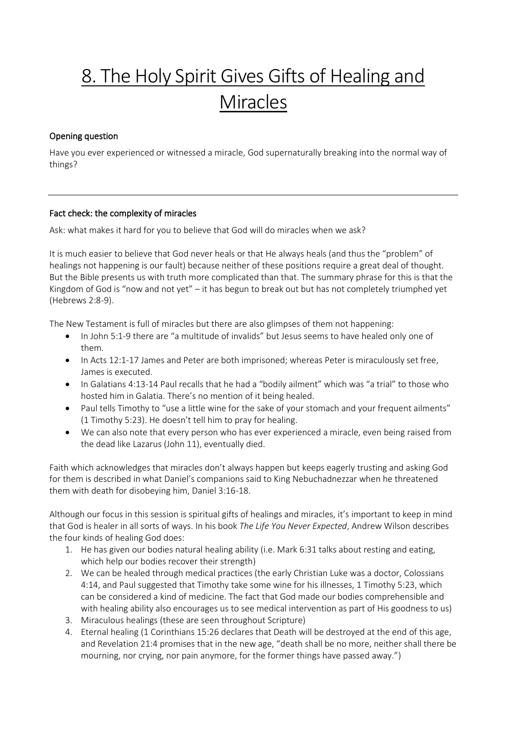# 8. The Holy Spirit Gives Gifts of Healing and Miracles

### Opening question

Have you ever experienced or witnessed a miracle, God supernaturally breaking into the normal way of things?

---

### Fact check: the complexity of miracles

Ask: what makes it hard for you to believe that God will do miracles when we ask?

It is much easier to believe that God never heals or that He always heals (and thus the "problem" of healings not happening is our fault) because neither of these positions require a great deal of thought. But the Bible presents us with truth more complicated than that. The summary phrase for this is that the Kingdom of God is "now and not yet" – it has begun to break out but has not completely triumphed yet (Hebrews 2:8-9).

The New Testament is full of miracles but there are also glimpses of them not happening:

- In John 5:1-9 there are "a multitude of invalids" but Jesus seems to have healed only one of them.
- In Acts 12:1-17 James and Peter are both imprisoned; whereas Peter is miraculously set free, James is executed.
- In Galatians 4:13-14 Paul recalls that he had a "bodily ailment" which was "a trial" to those who hosted him in Galatia. There's no mention of it being healed.
- Paul tells Timothy to "use a little wine for the sake of your stomach and your frequent ailments" (1 Timothy 5:23). He doesn't tell him to pray for healing.
- We can also note that every person who has ever experienced a miracle, even being raised from the dead like Lazarus (John 11), eventually died.

Faith which acknowledges that miracles don't always happen but keeps eagerly trusting and asking God for them is described in what Daniel's companions said to King Nebuchadnezzar when he threatened them with death for disobeying him, Daniel 3:16-18.

Although our focus in this session is spiritual gifts of healings and miracles, it's important to keep in mind that God is healer in all sorts of ways. In his book *The Life You Never Expected*, Andrew Wilson describes the four kinds of healing God does:

1. He has given our bodies natural healing ability (i.e. Mark 6:31 talks about resting and eating, which help our bodies recover their strength)
2. We can be healed through medical practices (the early Christian Luke was a doctor, Colossians 4:14, and Paul suggested that Timothy take some wine for his illnesses, 1 Timothy 5:23, which can be considered a kind of medicine. The fact that God made our bodies comprehensible and with healing ability also encourages us to see medical intervention as part of His goodness to us)
3. Miraculous healings (these are seen throughout Scripture)
4. Eternal healing (1 Corinthians 15:26 declares that Death will be destroyed at the end of this age, and Revelation 21:4 promises that in the new age, "death shall be no more, neither shall there be mourning, nor crying, nor pain anymore, for the former things have passed away.")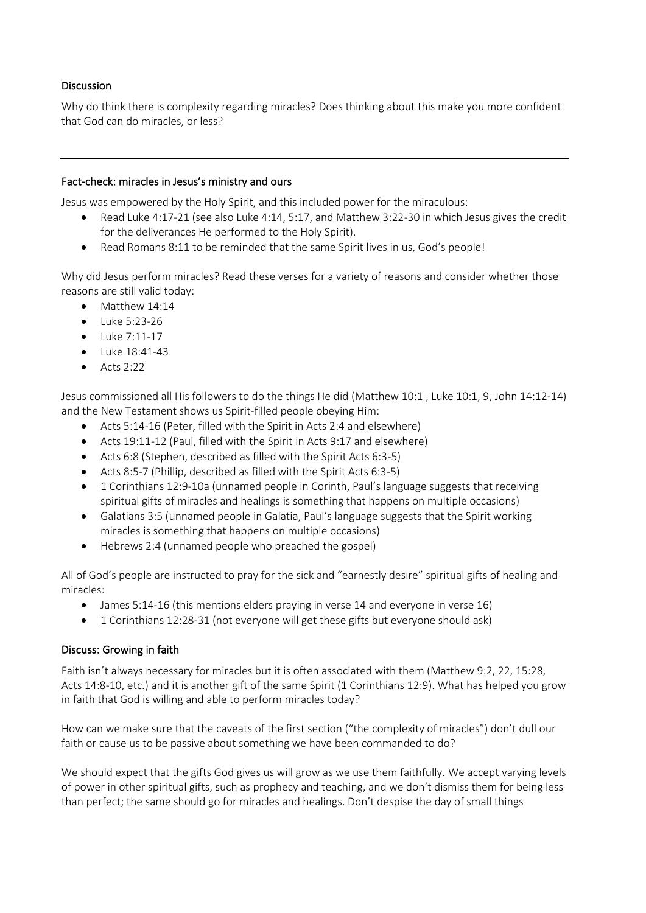## Discussion

Why do think there is complexity regarding miracles? Does thinking about this make you more confident that God can do miracles, or less?

---

## Fact-check: miracles in Jesus's ministry and ours

Jesus was empowered by the Holy Spirit, and this included power for the miraculous:

- Read Luke 4:17-21 (see also Luke 4:14, 5:17, and Matthew 3:22-30 in which Jesus gives the credit for the deliverances He performed to the Holy Spirit).
- Read Romans 8:11 to be reminded that the same Spirit lives in us, God's people!

Why did Jesus perform miracles? Read these verses for a variety of reasons and consider whether those reasons are still valid today:

- Matthew 14:14
- Luke 5:23-26
- Luke 7:11-17
- Luke 18:41-43
- Acts 2:22

Jesus commissioned all His followers to do the things He did (Matthew 10:1 , Luke 10:1, 9, John 14:12-14) and the New Testament shows us Spirit-filled people obeying Him:

- Acts 5:14-16 (Peter, filled with the Spirit in Acts 2:4 and elsewhere)
- Acts 19:11-12 (Paul, filled with the Spirit in Acts 9:17 and elsewhere)
- Acts 6:8 (Stephen, described as filled with the Spirit Acts 6:3-5)
- Acts 8:5-7 (Phillip, described as filled with the Spirit Acts 6:3-5)
- 1 Corinthians 12:9-10a (unnamed people in Corinth, Paul's language suggests that receiving spiritual gifts of miracles and healings is something that happens on multiple occasions)
- Galatians 3:5 (unnamed people in Galatia, Paul's language suggests that the Spirit working miracles is something that happens on multiple occasions)
- Hebrews 2:4 (unnamed people who preached the gospel)

All of God's people are instructed to pray for the sick and "earnestly desire" spiritual gifts of healing and miracles:

- James 5:14-16 (this mentions elders praying in verse 14 and everyone in verse 16)
- 1 Corinthians 12:28-31 (not everyone will get these gifts but everyone should ask)

## Discuss: Growing in faith

Faith isn't always necessary for miracles but it is often associated with them (Matthew 9:2, 22, 15:28, Acts 14:8-10, etc.) and it is another gift of the same Spirit (1 Corinthians 12:9). What has helped you grow in faith that God is willing and able to perform miracles today?

How can we make sure that the caveats of the first section ("the complexity of miracles") don't dull our faith or cause us to be passive about something we have been commanded to do?

We should expect that the gifts God gives us will grow as we use them faithfully. We accept varying levels of power in other spiritual gifts, such as prophecy and teaching, and we don't dismiss them for being less than perfect; the same should go for miracles and healings. Don't despise the day of small things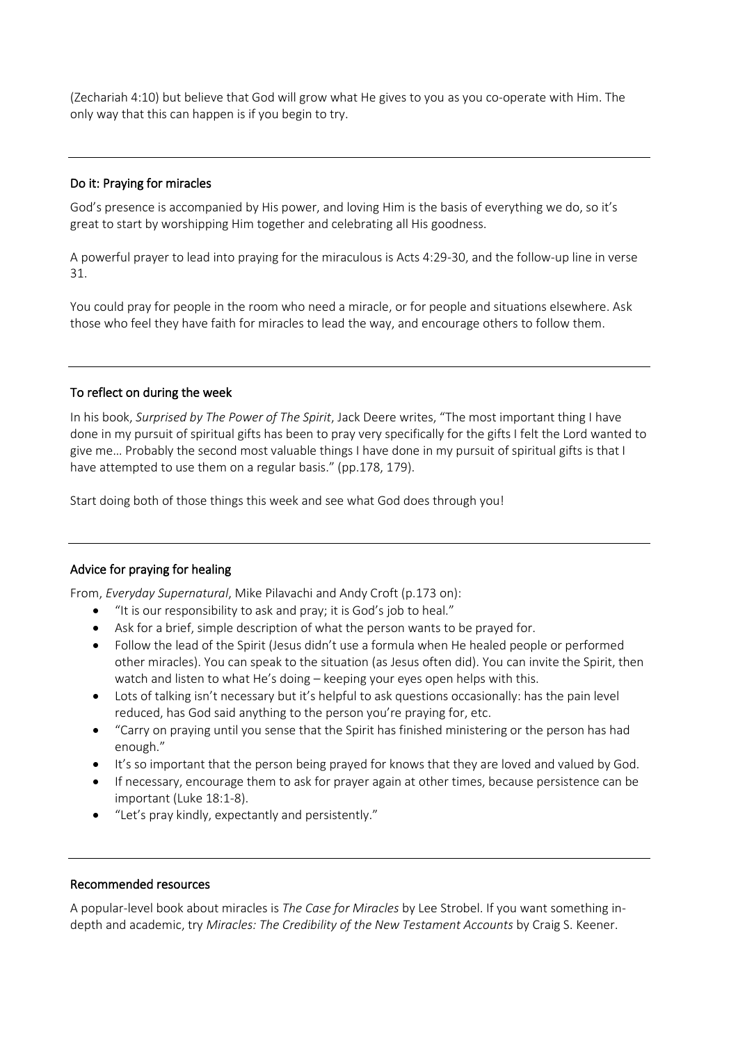(Zechariah 4:10) but believe that God will grow what He gives to you as you co-operate with Him. The only way that this can happen is if you begin to try.

---

## Do it: Praying for miracles

God's presence is accompanied by His power, and loving Him is the basis of everything we do, so it's great to start by worshipping Him together and celebrating all His goodness.

A powerful prayer to lead into praying for the miraculous is Acts 4:29-30, and the follow-up line in verse 31.

You could pray for people in the room who need a miracle, or for people and situations elsewhere. Ask those who feel they have faith for miracles to lead the way, and encourage others to follow them.

---

## To reflect on during the week

In his book, *Surprised by The Power of The Spirit*, Jack Deere writes, "The most important thing I have done in my pursuit of spiritual gifts has been to pray very specifically for the gifts I felt the Lord wanted to give me… Probably the second most valuable things I have done in my pursuit of spiritual gifts is that I have attempted to use them on a regular basis." (pp.178, 179).

Start doing both of those things this week and see what God does through you!

---

## Advice for praying for healing

From, *Everyday Supernatural*, Mike Pilavachi and Andy Croft (p.173 on):

- "It is our responsibility to ask and pray; it is God's job to heal."
- Ask for a brief, simple description of what the person wants to be prayed for.
- Follow the lead of the Spirit (Jesus didn't use a formula when He healed people or performed other miracles). You can speak to the situation (as Jesus often did). You can invite the Spirit, then watch and listen to what He's doing – keeping your eyes open helps with this.
- Lots of talking isn't necessary but it's helpful to ask questions occasionally: has the pain level reduced, has God said anything to the person you're praying for, etc.
- "Carry on praying until you sense that the Spirit has finished ministering or the person has had enough."
- It's so important that the person being prayed for knows that they are loved and valued by God.
- If necessary, encourage them to ask for prayer again at other times, because persistence can be important (Luke 18:1-8).
- "Let's pray kindly, expectantly and persistently."

---

## Recommended resources

A popular-level book about miracles is *The Case for Miracles* by Lee Strobel. If you want something in-depth and academic, try *Miracles: The Credibility of the New Testament Accounts* by Craig S. Keener.